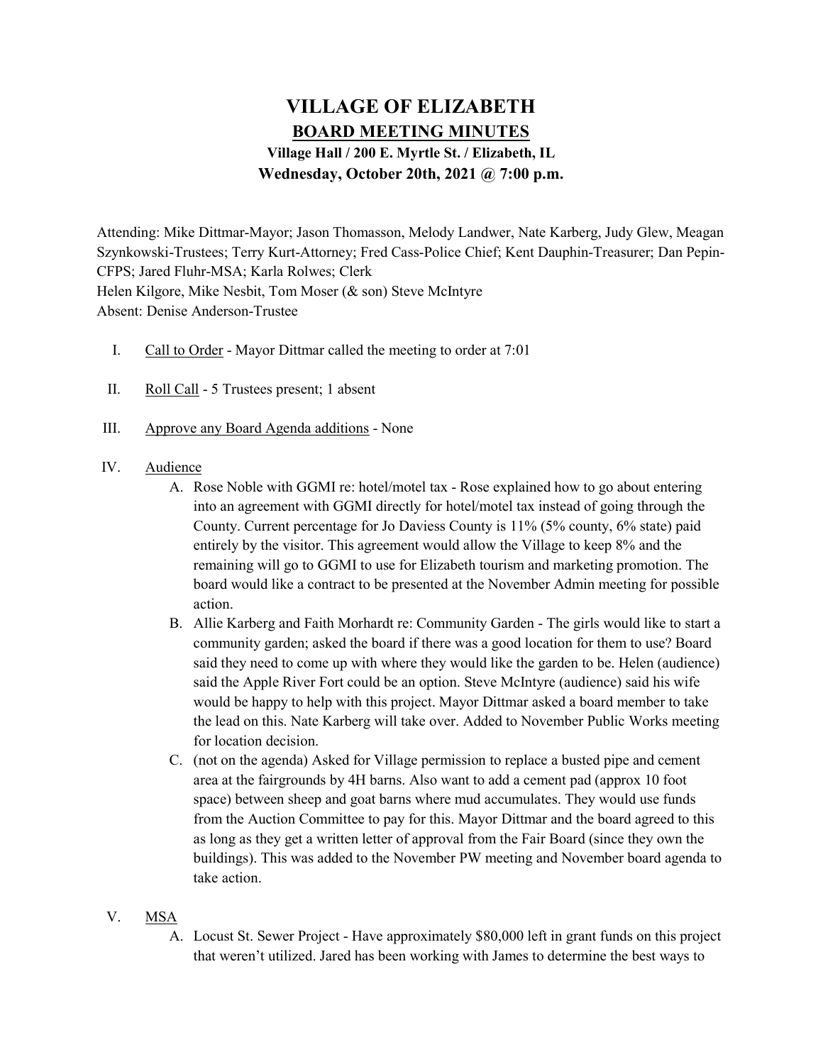# VILLAGE OF ELIZABETH

## BOARD MEETING MINUTES

### Village Hall / 200 E. Myrtle St. / Elizabeth, IL

### Wednesday, October 20th, 2021 @ 7:00 p.m.

Attending: Mike Dittmar-Mayor; Jason Thomasson, Melody Landwer, Nate Karberg, Judy Glew, Meagan Szynkowski-Trustees; Terry Kurt-Attorney; Fred Cass-Police Chief; Kent Dauphin-Treasurer; Dan Pepin-CFPS; Jared Fluhr-MSA; Karla Rolwes; Clerk
Helen Kilgore, Mike Nesbit, Tom Moser (& son) Steve McIntyre
Absent: Denise Anderson-Trustee

I. Call to Order - Mayor Dittmar called the meeting to order at 7:01

II. Roll Call - 5 Trustees present; 1 absent

III. Approve any Board Agenda additions - None

IV. Audience
   A. Rose Noble with GGMI re: hotel/motel tax - Rose explained how to go about entering into an agreement with GGMI directly for hotel/motel tax instead of going through the County. Current percentage for Jo Daviess County is 11% (5% county, 6% state) paid entirely by the visitor. This agreement would allow the Village to keep 8% and the remaining will go to GGMI to use for Elizabeth tourism and marketing promotion. The board would like a contract to be presented at the November Admin meeting for possible action.
   B. Allie Karberg and Faith Morhardt re: Community Garden - The girls would like to start a community garden; asked the board if there was a good location for them to use? Board said they need to come up with where they would like the garden to be. Helen (audience) said the Apple River Fort could be an option. Steve McIntyre (audience) said his wife would be happy to help with this project. Mayor Dittmar asked a board member to take the lead on this. Nate Karberg will take over. Added to November Public Works meeting for location decision.
   C. (not on the agenda) Asked for Village permission to replace a busted pipe and cement area at the fairgrounds by 4H barns. Also want to add a cement pad (approx 10 foot space) between sheep and goat barns where mud accumulates. They would use funds from the Auction Committee to pay for this. Mayor Dittmar and the board agreed to this as long as they get a written letter of approval from the Fair Board (since they own the buildings). This was added to the November PW meeting and November board agenda to take action.

V. MSA
   A. Locust St. Sewer Project - Have approximately $80,000 left in grant funds on this project that weren't utilized. Jared has been working with James to determine the best ways to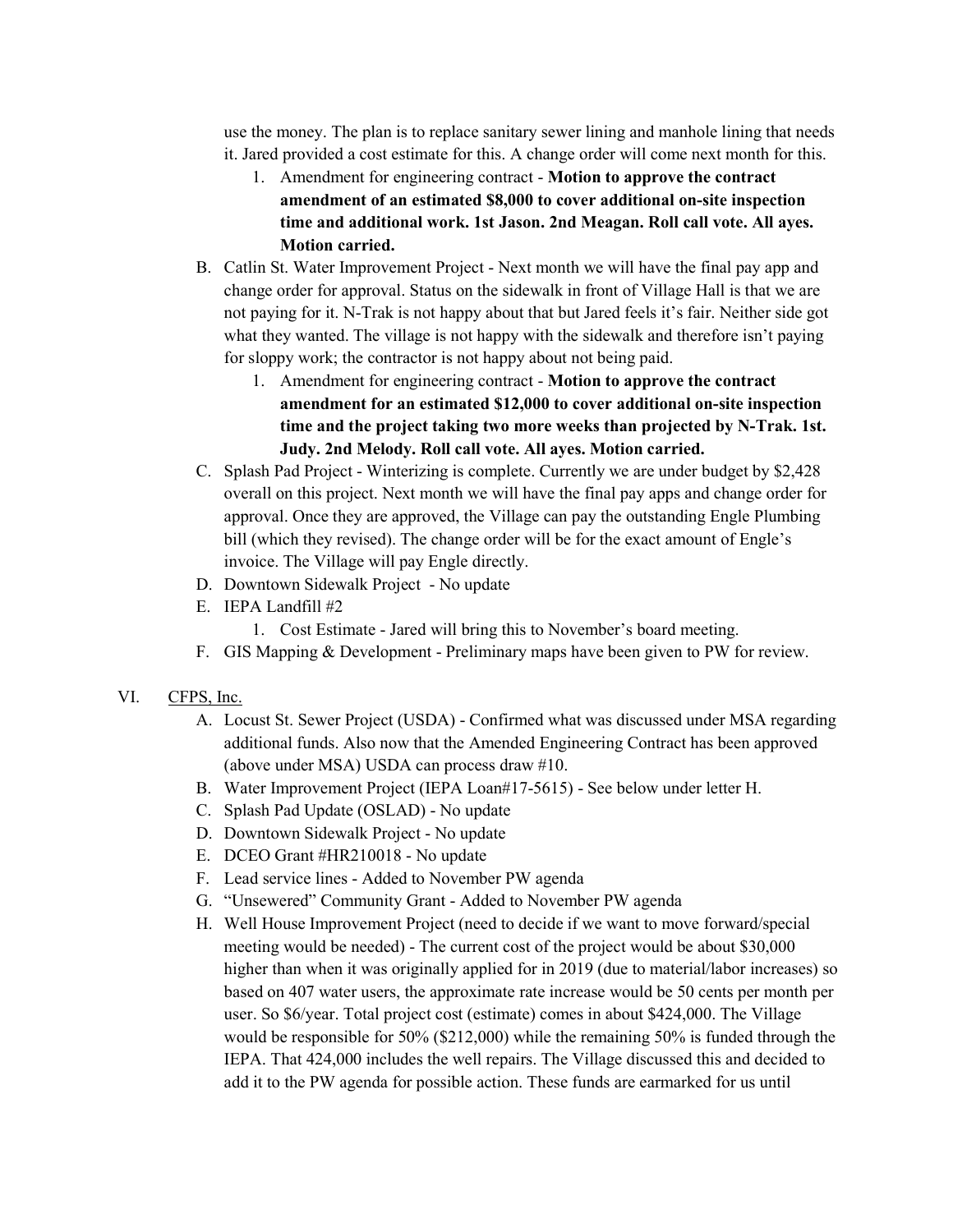use the money. The plan is to replace sanitary sewer lining and manhole lining that needs it. Jared provided a cost estimate for this. A change order will come next month for this.

1. Amendment for engineering contract - **Motion to approve the contract amendment of an estimated $8,000 to cover additional on-site inspection time and additional work. 1st Jason. 2nd Meagan. Roll call vote. All ayes. Motion carried.**

B. Catlin St. Water Improvement Project - Next month we will have the final pay app and change order for approval. Status on the sidewalk in front of Village Hall is that we are not paying for it. N-Trak is not happy about that but Jared feels it's fair. Neither side got what they wanted. The village is not happy with the sidewalk and therefore isn't paying for sloppy work; the contractor is not happy about not being paid.

1. Amendment for engineering contract - **Motion to approve the contract amendment for an estimated $12,000 to cover additional on-site inspection time and the project taking two more weeks than projected by N-Trak. 1st. Judy. 2nd Melody. Roll call vote. All ayes. Motion carried.**

C. Splash Pad Project - Winterizing is complete. Currently we are under budget by $2,428 overall on this project. Next month we will have the final pay apps and change order for approval. Once they are approved, the Village can pay the outstanding Engle Plumbing bill (which they revised). The change order will be for the exact amount of Engle's invoice. The Village will pay Engle directly.

D. Downtown Sidewalk Project - No update

E. IEPA Landfill #2

1. Cost Estimate - Jared will bring this to November's board meeting.

F. GIS Mapping & Development - Preliminary maps have been given to PW for review.

VI. CFPS, Inc.

A. Locust St. Sewer Project (USDA) - Confirmed what was discussed under MSA regarding additional funds. Also now that the Amended Engineering Contract has been approved (above under MSA) USDA can process draw #10.

B. Water Improvement Project (IEPA Loan#17-5615) - See below under letter H.

C. Splash Pad Update (OSLAD) - No update

D. Downtown Sidewalk Project - No update

E. DCEO Grant #HR210018 - No update

F. Lead service lines - Added to November PW agenda

G. "Unsewered" Community Grant - Added to November PW agenda

H. Well House Improvement Project (need to decide if we want to move forward/special meeting would be needed) - The current cost of the project would be about $30,000 higher than when it was originally applied for in 2019 (due to material/labor increases) so based on 407 water users, the approximate rate increase would be 50 cents per month per user. So $6/year. Total project cost (estimate) comes in about $424,000. The Village would be responsible for 50% ($212,000) while the remaining 50% is funded through the IEPA. That 424,000 includes the well repairs. The Village discussed this and decided to add it to the PW agenda for possible action. These funds are earmarked for us until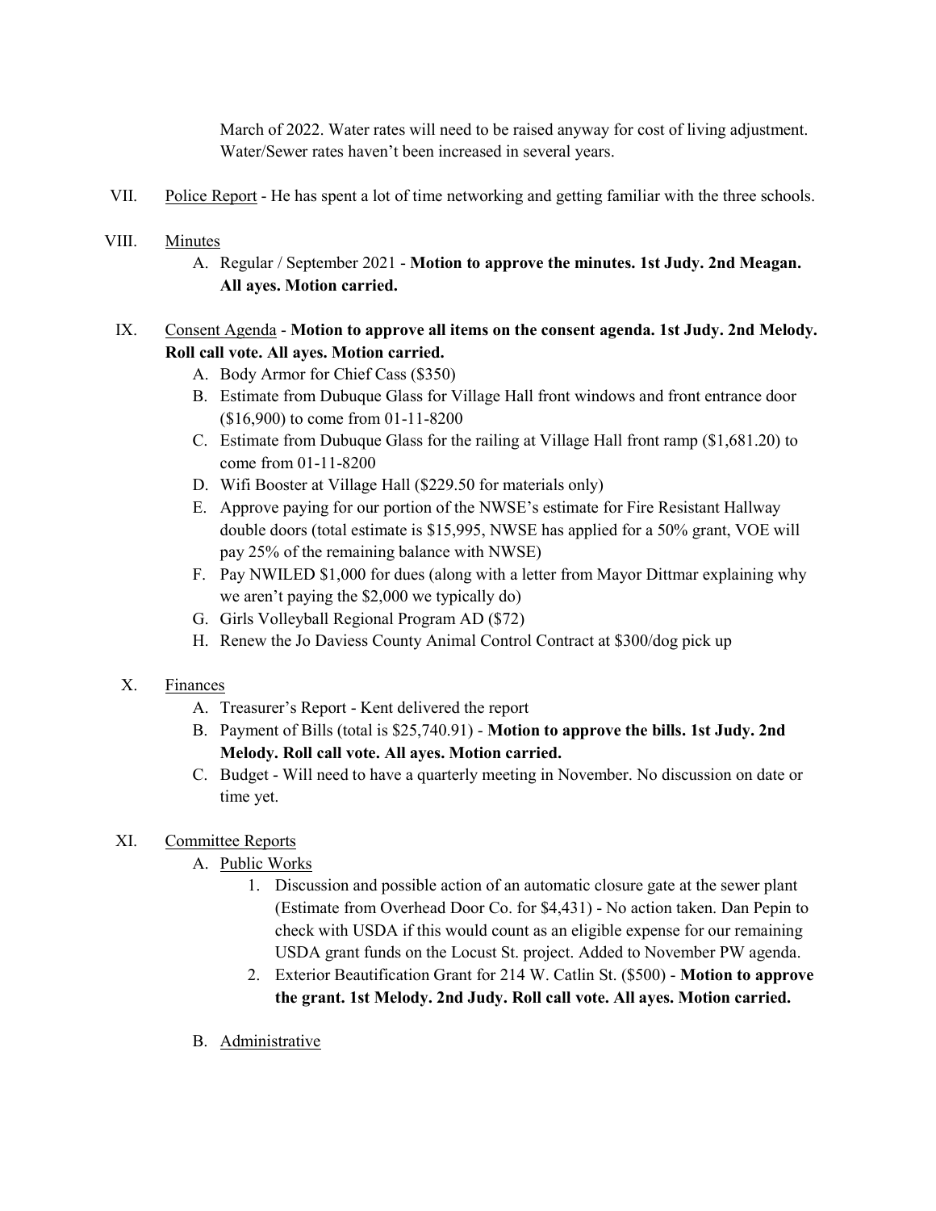March of 2022. Water rates will need to be raised anyway for cost of living adjustment. Water/Sewer rates haven't been increased in several years.

VII. Police Report - He has spent a lot of time networking and getting familiar with the three schools.

VIII. Minutes

A. Regular / September 2021 - **Motion to approve the minutes. 1st Judy. 2nd Meagan. All ayes. Motion carried.**

IX. Consent Agenda - **Motion to approve all items on the consent agenda. 1st Judy. 2nd Melody. Roll call vote. All ayes. Motion carried.**

A. Body Armor for Chief Cass ($350)
B. Estimate from Dubuque Glass for Village Hall front windows and front entrance door ($16,900) to come from 01-11-8200
C. Estimate from Dubuque Glass for the railing at Village Hall front ramp ($1,681.20) to come from 01-11-8200
D. Wifi Booster at Village Hall ($229.50 for materials only)
E. Approve paying for our portion of the NWSE's estimate for Fire Resistant Hallway double doors (total estimate is $15,995, NWSE has applied for a 50% grant, VOE will pay 25% of the remaining balance with NWSE)
F. Pay NWILED $1,000 for dues (along with a letter from Mayor Dittmar explaining why we aren't paying the $2,000 we typically do)
G. Girls Volleyball Regional Program AD ($72)
H. Renew the Jo Daviess County Animal Control Contract at $300/dog pick up

X. Finances

A. Treasurer's Report - Kent delivered the report
B. Payment of Bills (total is $25,740.91) - **Motion to approve the bills. 1st Judy. 2nd Melody. Roll call vote. All ayes. Motion carried.**
C. Budget - Will need to have a quarterly meeting in November. No discussion on date or time yet.

XI. Committee Reports

A. Public Works

1. Discussion and possible action of an automatic closure gate at the sewer plant (Estimate from Overhead Door Co. for $4,431) - No action taken. Dan Pepin to check with USDA if this would count as an eligible expense for our remaining USDA grant funds on the Locust St. project. Added to November PW agenda.
2. Exterior Beautification Grant for 214 W. Catlin St. ($500) - **Motion to approve the grant. 1st Melody. 2nd Judy. Roll call vote. All ayes. Motion carried.**

B. Administrative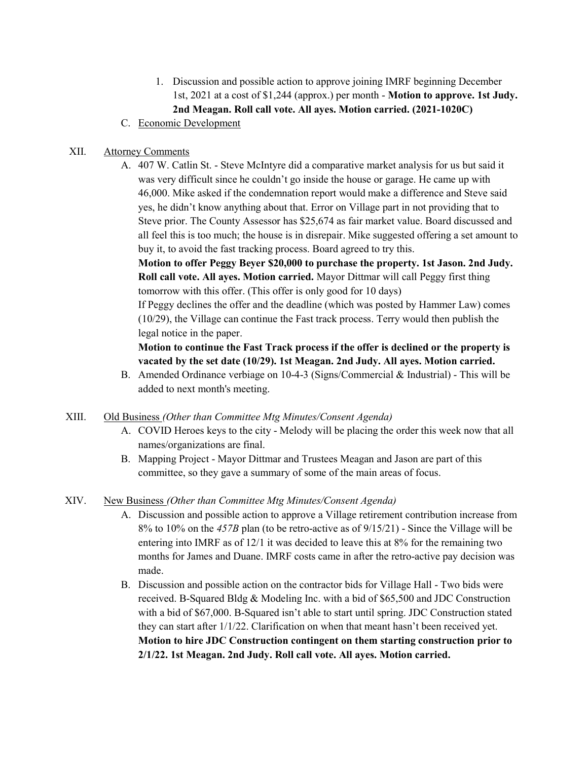1. Discussion and possible action to approve joining IMRF beginning December 1st, 2021 at a cost of $1,244 (approx.) per month - **Motion to approve. 1st Judy. 2nd Meagan. Roll call vote. All ayes. Motion carried. (2021-1020C)**

C. Economic Development

XII. Attorney Comments

A. 407 W. Catlin St. - Steve McIntyre did a comparative market analysis for us but said it was very difficult since he couldn't go inside the house or garage. He came up with 46,000. Mike asked if the condemnation report would make a difference and Steve said yes, he didn't know anything about that. Error on Village part in not providing that to Steve prior. The County Assessor has $25,674 as fair market value. Board discussed and all feel this is too much; the house is in disrepair. Mike suggested offering a set amount to buy it, to avoid the fast tracking process. Board agreed to try this.

**Motion to offer Peggy Beyer $20,000 to purchase the property. 1st Jason. 2nd Judy. Roll call vote. All ayes. Motion carried.** Mayor Dittmar will call Peggy first thing tomorrow with this offer. (This offer is only good for 10 days)

If Peggy declines the offer and the deadline (which was posted by Hammer Law) comes (10/29), the Village can continue the Fast track process. Terry would then publish the legal notice in the paper.

**Motion to continue the Fast Track process if the offer is declined or the property is vacated by the set date (10/29). 1st Meagan. 2nd Judy. All ayes. Motion carried.**

B. Amended Ordinance verbiage on 10-4-3 (Signs/Commercial & Industrial) - This will be added to next month's meeting.

XIII. Old Business *(Other than Committee Mtg Minutes/Consent Agenda)*

A. COVID Heroes keys to the city - Melody will be placing the order this week now that all names/organizations are final.

B. Mapping Project - Mayor Dittmar and Trustees Meagan and Jason are part of this committee, so they gave a summary of some of the main areas of focus.

XIV. New Business *(Other than Committee Mtg Minutes/Consent Agenda)*

A. Discussion and possible action to approve a Village retirement contribution increase from 8% to 10% on the *457B* plan (to be retro-active as of 9/15/21) - Since the Village will be entering into IMRF as of 12/1 it was decided to leave this at 8% for the remaining two months for James and Duane. IMRF costs came in after the retro-active pay decision was made.

B. Discussion and possible action on the contractor bids for Village Hall - Two bids were received. B-Squared Bldg & Modeling Inc. with a bid of $65,500 and JDC Construction with a bid of $67,000. B-Squared isn't able to start until spring. JDC Construction stated they can start after 1/1/22. Clarification on when that meant hasn't been received yet. **Motion to hire JDC Construction contingent on them starting construction prior to 2/1/22. 1st Meagan. 2nd Judy. Roll call vote. All ayes. Motion carried.**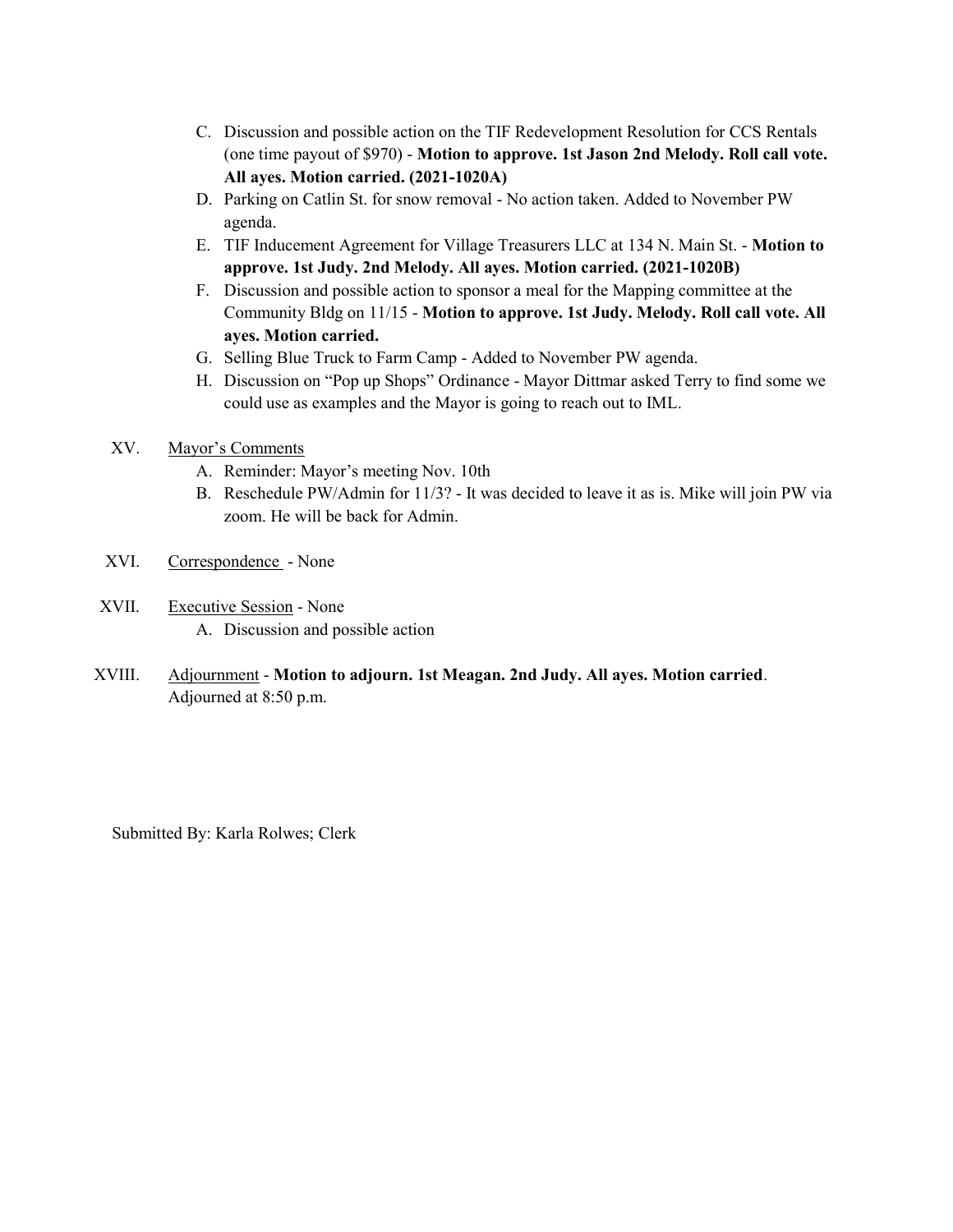C. Discussion and possible action on the TIF Redevelopment Resolution for CCS Rentals (one time payout of $970) - **Motion to approve. 1st Jason 2nd Melody. Roll call vote. All ayes. Motion carried. (2021-1020A)**

D. Parking on Catlin St. for snow removal - No action taken. Added to November PW agenda.

E. TIF Inducement Agreement for Village Treasurers LLC at 134 N. Main St. - **Motion to approve. 1st Judy. 2nd Melody. All ayes. Motion carried. (2021-1020B)**

F. Discussion and possible action to sponsor a meal for the Mapping committee at the Community Bldg on 11/15 - **Motion to approve. 1st Judy. Melody. Roll call vote. All ayes. Motion carried.**

G. Selling Blue Truck to Farm Camp - Added to November PW agenda.

H. Discussion on "Pop up Shops" Ordinance - Mayor Dittmar asked Terry to find some we could use as examples and the Mayor is going to reach out to IML.

XV. Mayor's Comments

A. Reminder: Mayor's meeting Nov. 10th

B. Reschedule PW/Admin for 11/3? - It was decided to leave it as is. Mike will join PW via zoom. He will be back for Admin.

XVI. Correspondence - None

XVII. Executive Session - None

A. Discussion and possible action

XVIII. Adjournment - **Motion to adjourn. 1st Meagan. 2nd Judy. All ayes. Motion carried**. Adjourned at 8:50 p.m.

Submitted By: Karla Rolwes; Clerk